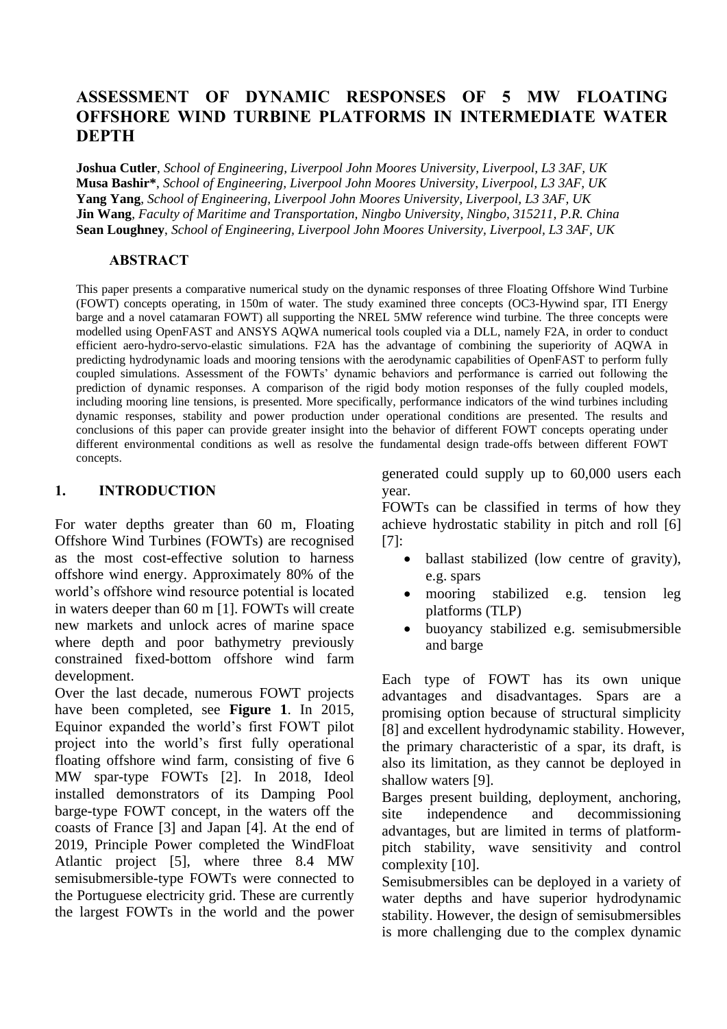# ASSESSMENT OF DYNAMIC RESPONSES OF 5 MW FLOATING OFFSHORE WIND TURBINE PLATFORMS IN INTERMEDIATE WATER DEPTH

**Joshua Cutler**, *School of Engineering, Liverpool John Moores University, Liverpool, L3 3AF, UK*
**Musa Bashir***, *School of Engineering, Liverpool John Moores University, Liverpool, L3 3AF, UK*
**Yang Yang**, *School of Engineering, Liverpool John Moores University, Liverpool, L3 3AF, UK*
**Jin Wang**, *Faculty of Maritime and Transportation, Ningbo University, Ningbo, 315211, P.R. China*
**Sean Loughney**, *School of Engineering, Liverpool John Moores University, Liverpool, L3 3AF, UK*

## ABSTRACT

This paper presents a comparative numerical study on the dynamic responses of three Floating Offshore Wind Turbine (FOWT) concepts operating, in 150m of water. The study examined three concepts (OC3-Hywind spar, ITI Energy barge and a novel catamaran FOWT) all supporting the NREL 5MW reference wind turbine. The three concepts were modelled using OpenFAST and ANSYS AQWA numerical tools coupled via a DLL, namely F2A, in order to conduct efficient aero-hydro-servo-elastic simulations. F2A has the advantage of combining the superiority of AQWA in predicting hydrodynamic loads and mooring tensions with the aerodynamic capabilities of OpenFAST to perform fully coupled simulations. Assessment of the FOWTs' dynamic behaviors and performance is carried out following the prediction of dynamic responses. A comparison of the rigid body motion responses of the fully coupled models, including mooring line tensions, is presented. More specifically, performance indicators of the wind turbines including dynamic responses, stability and power production under operational conditions are presented. The results and conclusions of this paper can provide greater insight into the behavior of different FOWT concepts operating under different environmental conditions as well as resolve the fundamental design trade-offs between different FOWT concepts.

## 1. INTRODUCTION

For water depths greater than 60 m, Floating Offshore Wind Turbines (FOWTs) are recognised as the most cost-effective solution to harness offshore wind energy. Approximately 80% of the world's offshore wind resource potential is located in waters deeper than 60 m [1]. FOWTs will create new markets and unlock acres of marine space where depth and poor bathymetry previously constrained fixed-bottom offshore wind farm development.

Over the last decade, numerous FOWT projects have been completed, see **Figure 1**. In 2015, Equinor expanded the world's first FOWT pilot project into the world's first fully operational floating offshore wind farm, consisting of five 6 MW spar-type FOWTs [2]. In 2018, Ideol installed demonstrators of its Damping Pool barge-type FOWT concept, in the waters off the coasts of France [3] and Japan [4]. At the end of 2019, Principle Power completed the WindFloat Atlantic project [5], where three 8.4 MW semisubmersible-type FOWTs were connected to the Portuguese electricity grid. These are currently the largest FOWTs in the world and the power generated could supply up to 60,000 users each year.

FOWTs can be classified in terms of how they achieve hydrostatic stability in pitch and roll [6] [7]:

- ballast stabilized (low centre of gravity), e.g. spars
- mooring stabilized e.g. tension leg platforms (TLP)
- buoyancy stabilized e.g. semisubmersible and barge

Each type of FOWT has its own unique advantages and disadvantages. Spars are a promising option because of structural simplicity [8] and excellent hydrodynamic stability. However, the primary characteristic of a spar, its draft, is also its limitation, as they cannot be deployed in shallow waters [9].

Barges present building, deployment, anchoring, site independence and decommissioning advantages, but are limited in terms of platform-pitch stability, wave sensitivity and control complexity [10].

Semisubmersibles can be deployed in a variety of water depths and have superior hydrodynamic stability. However, the design of semisubmersibles is more challenging due to the complex dynamic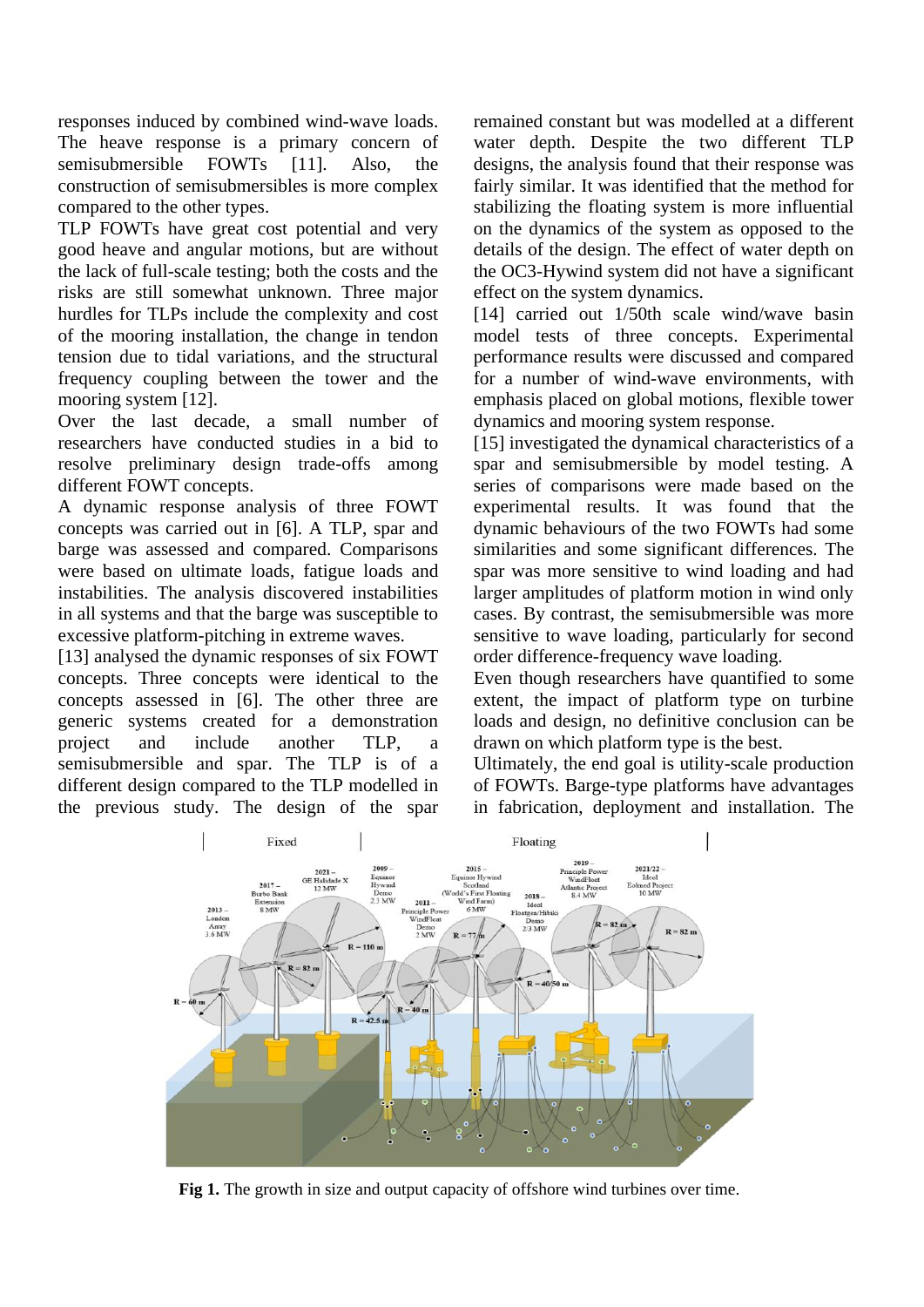responses induced by combined wind-wave loads. The heave response is a primary concern of semisubmersible FOWTs [11]. Also, the construction of semisubmersibles is more complex compared to the other types.

TLP FOWTs have great cost potential and very good heave and angular motions, but are without the lack of full-scale testing; both the costs and the risks are still somewhat unknown. Three major hurdles for TLPs include the complexity and cost of the mooring installation, the change in tendon tension due to tidal variations, and the structural frequency coupling between the tower and the mooring system [12].

Over the last decade, a small number of researchers have conducted studies in a bid to resolve preliminary design trade-offs among different FOWT concepts.

A dynamic response analysis of three FOWT concepts was carried out in [6]. A TLP, spar and barge was assessed and compared. Comparisons were based on ultimate loads, fatigue loads and instabilities. The analysis discovered instabilities in all systems and that the barge was susceptible to excessive platform-pitching in extreme waves.

[13] analysed the dynamic responses of six FOWT concepts. Three concepts were identical to the concepts assessed in [6]. The other three are generic systems created for a demonstration project and include another TLP, a semisubmersible and spar. The TLP is of a different design compared to the TLP modelled in the previous study. The design of the spar remained constant but was modelled at a different water depth. Despite the two different TLP designs, the analysis found that their response was fairly similar. It was identified that the method for stabilizing the floating system is more influential on the dynamics of the system as opposed to the details of the design. The effect of water depth on the OC3-Hywind system did not have a significant effect on the system dynamics.

[14] carried out 1/50th scale wind/wave basin model tests of three concepts. Experimental performance results were discussed and compared for a number of wind-wave environments, with emphasis placed on global motions, flexible tower dynamics and mooring system response.

[15] investigated the dynamical characteristics of a spar and semisubmersible by model testing. A series of comparisons were made based on the experimental results. It was found that the dynamic behaviours of the two FOWTs had some similarities and some significant differences. The spar was more sensitive to wind loading and had larger amplitudes of platform motion in wind only cases. By contrast, the semisubmersible was more sensitive to wave loading, particularly for second order difference-frequency wave loading.

Even though researchers have quantified to some extent, the impact of platform type on turbine loads and design, no definitive conclusion can be drawn on which platform type is the best.

Ultimately, the end goal is utility-scale production of FOWTs. Barge-type platforms have advantages in fabrication, deployment and installation. The

**Fig 1.** The growth in size and output capacity of offshore wind turbines over time.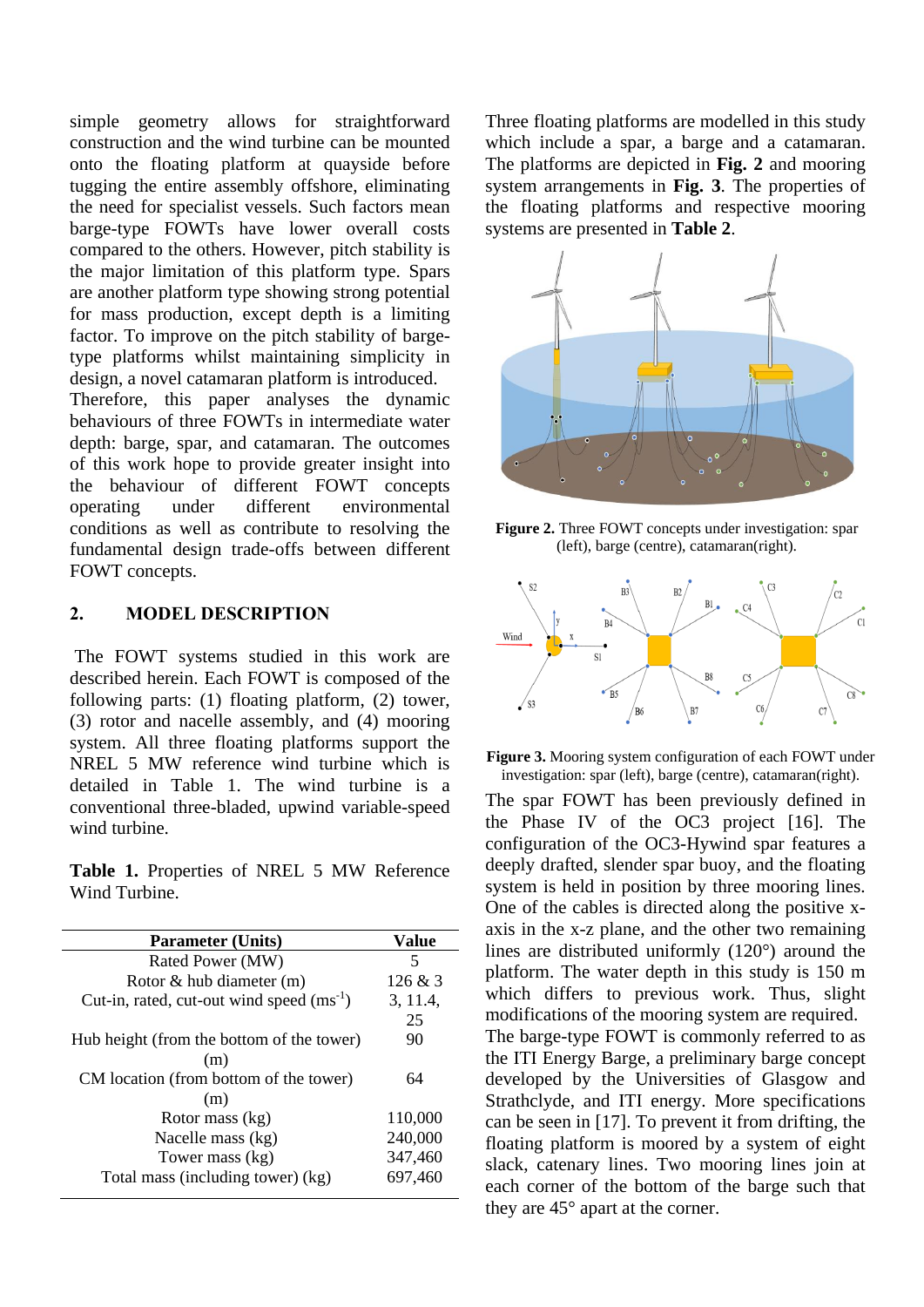simple geometry allows for straightforward construction and the wind turbine can be mounted onto the floating platform at quayside before tugging the entire assembly offshore, eliminating the need for specialist vessels. Such factors mean barge-type FOWTs have lower overall costs compared to the others. However, pitch stability is the major limitation of this platform type. Spars are another platform type showing strong potential for mass production, except depth is a limiting factor. To improve on the pitch stability of barge-type platforms whilst maintaining simplicity in design, a novel catamaran platform is introduced. Therefore, this paper analyses the dynamic behaviours of three FOWTs in intermediate water depth: barge, spar, and catamaran. The outcomes of this work hope to provide greater insight into the behaviour of different FOWT concepts operating under different environmental conditions as well as contribute to resolving the fundamental design trade-offs between different FOWT concepts.

## 2. MODEL DESCRIPTION

The FOWT systems studied in this work are described herein. Each FOWT is composed of the following parts: (1) floating platform, (2) tower, (3) rotor and nacelle assembly, and (4) mooring system. All three floating platforms support the NREL 5 MW reference wind turbine which is detailed in Table 1. The wind turbine is a conventional three-bladed, upwind variable-speed wind turbine.

**Table 1.** Properties of NREL 5 MW Reference Wind Turbine.

| Parameter (Units) | Value |
|---|---|
| Rated Power (MW) | 5 |
| Rotor & hub diameter (m) | 126 & 3 |
| Cut-in, rated, cut-out wind speed ($ms^{-1}$) | 3, 11.4, 25 |
| Hub height (from the bottom of the tower) (m) | 90 |
| CM location (from bottom of the tower) (m) | 64 |
| Rotor mass (kg) | 110,000 |
| Nacelle mass (kg) | 240,000 |
| Tower mass (kg) | 347,460 |
| Total mass (including tower) (kg) | 697,460 |

Three floating platforms are modelled in this study which include a spar, a barge and a catamaran. The platforms are depicted in **Fig. 2** and mooring system arrangements in **Fig. 3**. The properties of the floating platforms and respective mooring systems are presented in **Table 2**.

**Figure 2.** Three FOWT concepts under investigation: spar (left), barge (centre), catamaran(right).

**Figure 3.** Mooring system configuration of each FOWT under investigation: spar (left), barge (centre), catamaran(right).

The spar FOWT has been previously defined in the Phase IV of the OC3 project [16]. The configuration of the OC3-Hywind spar features a deeply drafted, slender spar buoy, and the floating system is held in position by three mooring lines. One of the cables is directed along the positive x-axis in the x-z plane, and the other two remaining lines are distributed uniformly (120°) around the platform. The water depth in this study is 150 m which differs to previous work. Thus, slight modifications of the mooring system are required. The barge-type FOWT is commonly referred to as the ITI Energy Barge, a preliminary barge concept developed by the Universities of Glasgow and Strathclyde, and ITI energy. More specifications can be seen in [17]. To prevent it from drifting, the floating platform is moored by a system of eight slack, catenary lines. Two mooring lines join at each corner of the bottom of the barge such that they are 45° apart at the corner.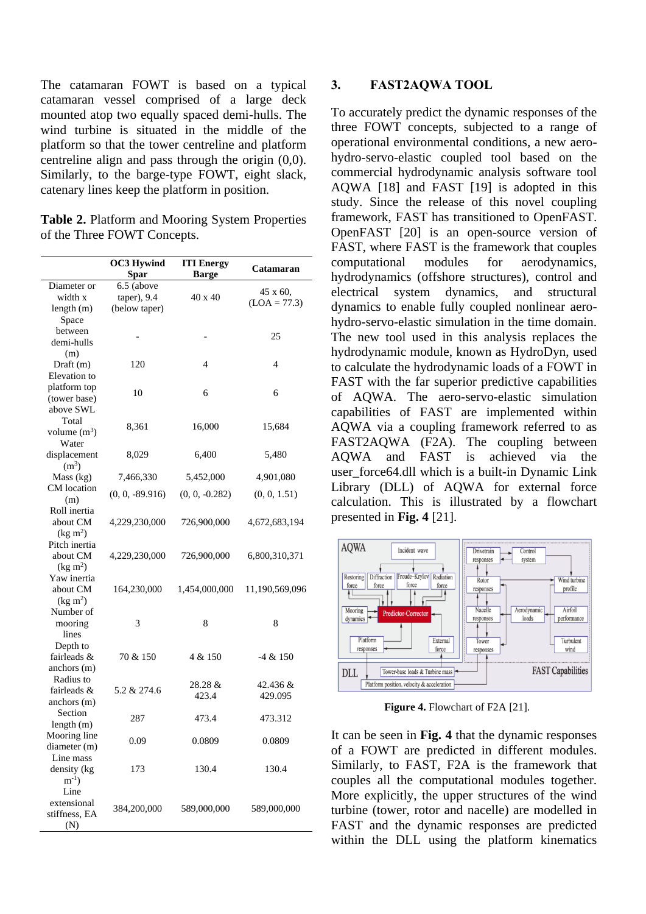The catamaran FOWT is based on a typical catamaran vessel comprised of a large deck mounted atop two equally spaced demi-hulls. The wind turbine is situated in the middle of the platform so that the tower centreline and platform centreline align and pass through the origin (0,0). Similarly, to the barge-type FOWT, eight slack, catenary lines keep the platform in position.

**Table 2.** Platform and Mooring System Properties of the Three FOWT Concepts.

| | OC3 Hywind Spar | ITI Energy Barge | Catamaran |
|---|---|---|---|
| Diameter or width x length (m) | 6.5 (above taper), 9.4 (below taper) | 40 x 40 | 45 x 60, (LOA = 77.3) |
| Space between demi-hulls (m) | - | - | 25 |
| Draft (m) | 120 | 4 | 4 |
| Elevation to platform top (tower base) above SWL | 10 | 6 | 6 |
| Total volume ($m^3$) | 8,361 | 16,000 | 15,684 |
| Water displacement ($m^3$) | 8,029 | 6,400 | 5,480 |
| Mass (kg) | 7,466,330 | 5,452,000 | 4,901,080 |
| CM location (m) | (0, 0, -89.916) | (0, 0, -0.282) | (0, 0, 1.51) |
| Roll inertia about CM (kg $m^2$) | 4,229,230,000 | 726,900,000 | 4,672,683,194 |
| Pitch inertia about CM (kg $m^2$) | 4,229,230,000 | 726,900,000 | 6,800,310,371 |
| Yaw inertia about CM (kg $m^2$) | 164,230,000 | 1,454,000,000 | 11,190,569,096 |
| Number of mooring lines | 3 | 8 | 8 |
| Depth to fairleads & anchors (m) | 70 & 150 | 4 & 150 | -4 & 150 |
| Radius to fairleads & anchors (m) | 5.2 & 274.6 | 28.28 & 423.4 | 42.436 & 429.095 |
| Section length (m) | 287 | 473.4 | 473.312 |
| Mooring line diameter (m) | 0.09 | 0.0809 | 0.0809 |
| Line mass density (kg $m^{-1}$) | 173 | 130.4 | 130.4 |
| Line extensional stiffness, EA (N) | 384,200,000 | 589,000,000 | 589,000,000 |

## 3. FAST2AQWA TOOL

To accurately predict the dynamic responses of the three FOWT concepts, subjected to a range of operational environmental conditions, a new aero-hydro-servo-elastic coupled tool based on the commercial hydrodynamic analysis software tool AQWA [18] and FAST [19] is adopted in this study. Since the release of this novel coupling framework, FAST has transitioned to OpenFAST. OpenFAST [20] is an open-source version of FAST, where FAST is the framework that couples computational modules for aerodynamics, hydrodynamics (offshore structures), control and electrical system dynamics, and structural dynamics to enable fully coupled nonlinear aero-hydro-servo-elastic simulation in the time domain. The new tool used in this analysis replaces the hydrodynamic module, known as HydroDyn, used to calculate the hydrodynamic loads of a FOWT in FAST with the far superior predictive capabilities of AQWA. The aero-servo-elastic simulation capabilities of FAST are implemented within AQWA via a coupling framework referred to as FAST2AQWA (F2A). The coupling between AQWA and FAST is achieved via the user_force64.dll which is a built-in Dynamic Link Library (DLL) of AQWA for external force calculation. This is illustrated by a flowchart presented in **Fig. 4** [21].

**Figure 4.** Flowchart of F2A [21].

It can be seen in **Fig. 4** that the dynamic responses of a FOWT are predicted in different modules. Similarly, to FAST, F2A is the framework that couples all the computational modules together. More explicitly, the upper structures of the wind turbine (tower, rotor and nacelle) are modelled in FAST and the dynamic responses are predicted within the DLL using the platform kinematics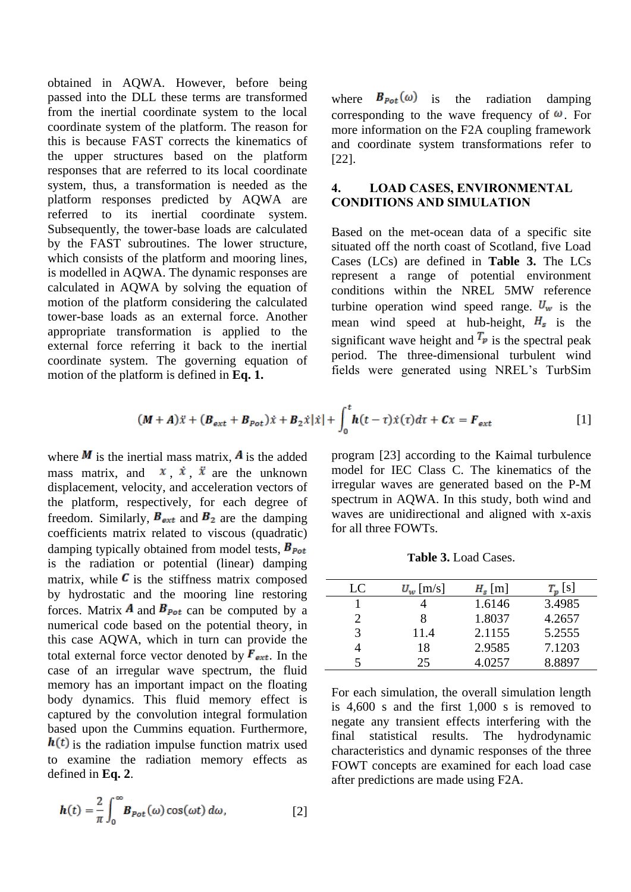obtained in AQWA. However, before being passed into the DLL these terms are transformed from the inertial coordinate system to the local coordinate system of the platform. The reason for this is because FAST corrects the kinematics of the upper structures based on the platform responses that are referred to its local coordinate system, thus, a transformation is needed as the platform responses predicted by AQWA are referred to its inertial coordinate system. Subsequently, the tower-base loads are calculated by the FAST subroutines. The lower structure, which consists of the platform and mooring lines, is modelled in AQWA. The dynamic responses are calculated in AQWA by solving the equation of motion of the platform considering the calculated tower-base loads as an external force. Another appropriate transformation is applied to the external force referring it back to the inertial coordinate system. The governing equation of motion of the platform is defined in **Eq. 1.**

$$(\boldsymbol{M} + \boldsymbol{A})\ddot{x} + (\boldsymbol{B}_{ext} + \boldsymbol{B}_{Pot})\dot{x} + \boldsymbol{B}_2\dot{x}|\dot{x}| + \int_0^t \boldsymbol{h}(t-\tau)\dot{x}(\tau)d\tau + \boldsymbol{C}x = \boldsymbol{F}_{ext} \quad [1]$$

where $\boldsymbol{M}$ is the inertial mass matrix, $\boldsymbol{A}$ is the added mass matrix, and $x$, $\dot{x}$, $\ddot{x}$ are the unknown displacement, velocity, and acceleration vectors of the platform, respectively, for each degree of freedom. Similarly, $\boldsymbol{B}_{ext}$ and $\boldsymbol{B}_2$ are the damping coefficients matrix related to viscous (quadratic) damping typically obtained from model tests, $\boldsymbol{B}_{Pot}$ is the radiation or potential (linear) damping matrix, while $\boldsymbol{C}$ is the stiffness matrix composed by hydrostatic and the mooring line restoring forces. Matrix $\boldsymbol{A}$ and $\boldsymbol{B}_{Pot}$ can be computed by a numerical code based on the potential theory, in this case AQWA, which in turn can provide the total external force vector denoted by $\boldsymbol{F}_{ext}$. In the case of an irregular wave spectrum, the fluid memory has an important impact on the floating body dynamics. This fluid memory effect is captured by the convolution integral formulation based upon the Cummins equation. Furthermore, $\boldsymbol{h}(t)$ is the radiation impulse function matrix used to examine the radiation memory effects as defined in **Eq. 2**.

$$\boldsymbol{h}(t) = \frac{2}{\pi}\int_0^\infty \boldsymbol{B}_{Pot}(\omega)\cos(\omega t)\,d\omega, \quad [2]$$

where $\boldsymbol{B}_{Pot}(\omega)$ is the radiation damping corresponding to the wave frequency of $\omega$. For more information on the F2A coupling framework and coordinate system transformations refer to [22].

## 4. LOAD CASES, ENVIRONMENTAL CONDITIONS AND SIMULATION

Based on the met-ocean data of a specific site situated off the north coast of Scotland, five Load Cases (LCs) are defined in **Table 3.** The LCs represent a range of potential environment conditions within the NREL 5MW reference turbine operation wind speed range. $U_w$ is the mean wind speed at hub-height, $H_s$ is the significant wave height and $T_p$ is the spectral peak period. The three-dimensional turbulent wind fields were generated using NREL's TurbSim program [23] according to the Kaimal turbulence model for IEC Class C. The kinematics of the irregular waves are generated based on the P-M spectrum in AQWA. In this study, both wind and waves are unidirectional and aligned with x-axis for all three FOWTs.

**Table 3.** Load Cases.

| LC | $U_w$ [m/s] | $H_s$ [m] | $T_p$ [s] |
|---|---|---|---|
| 1 | 4 | 1.6146 | 3.4985 |
| 2 | 8 | 1.8037 | 4.2657 |
| 3 | 11.4 | 2.1155 | 5.2555 |
| 4 | 18 | 2.9585 | 7.1203 |
| 5 | 25 | 4.0257 | 8.8897 |

For each simulation, the overall simulation length is 4,600 s and the first 1,000 s is removed to negate any transient effects interfering with the final statistical results. The hydrodynamic characteristics and dynamic responses of the three FOWT concepts are examined for each load case after predictions are made using F2A.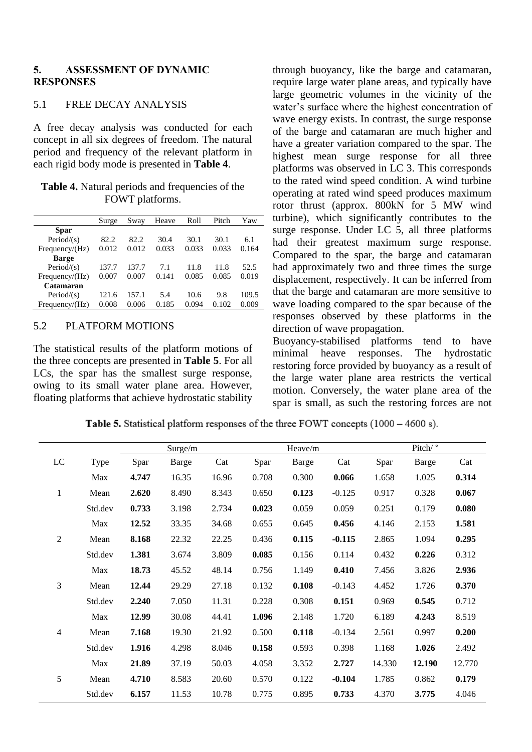## 5. ASSESSMENT OF DYNAMIC RESPONSES

### 5.1 FREE DECAY ANALYSIS

A free decay analysis was conducted for each concept in all six degrees of freedom. The natural period and frequency of the relevant platform in each rigid body mode is presented in **Table 4**.

**Table 4.** Natural periods and frequencies of the FOWT platforms.

| | Surge | Sway | Heave | Roll | Pitch | Yaw |
|---|---|---|---|---|---|---|
| **Spar** | | | | | | |
| Period/(s) | 82.2 | 82.2 | 30.4 | 30.1 | 30.1 | 6.1 |
| Frequency/(Hz) | 0.012 | 0.012 | 0.033 | 0.033 | 0.033 | 0.164 |
| **Barge** | | | | | | |
| Period/(s) | 137.7 | 137.7 | 7.1 | 11.8 | 11.8 | 52.5 |
| Frequency/(Hz) | 0.007 | 0.007 | 0.141 | 0.085 | 0.085 | 0.019 |
| **Catamaran** | | | | | | |
| Period/(s) | 121.6 | 157.1 | 5.4 | 10.6 | 9.8 | 109.5 |
| Frequency/(Hz) | 0.008 | 0.006 | 0.185 | 0.094 | 0.102 | 0.009 |

### 5.2 PLATFORM MOTIONS

The statistical results of the platform motions of the three concepts are presented in **Table 5**. For all LCs, the spar has the smallest surge response, owing to its small water plane area. However, floating platforms that achieve hydrostatic stability through buoyancy, like the barge and catamaran, require large water plane areas, and typically have large geometric volumes in the vicinity of the water's surface where the highest concentration of wave energy exists. In contrast, the surge response of the barge and catamaran are much higher and have a greater variation compared to the spar. The highest mean surge response for all three platforms was observed in LC 3. This corresponds to the rated wind speed condition. A wind turbine operating at rated wind speed produces maximum rotor thrust (approx. 800kN for 5 MW wind turbine), which significantly contributes to the surge response. Under LC 5, all three platforms had their greatest maximum surge response. Compared to the spar, the barge and catamaran had approximately two and three times the surge displacement, respectively. It can be inferred from that the barge and catamaran are more sensitive to wave loading compared to the spar because of the responses observed by these platforms in the direction of wave propagation.

Buoyancy-stabilised platforms tend to have minimal heave responses. The hydrostatic restoring force provided by buoyancy as a result of the large water plane area restricts the vertical motion. Conversely, the water plane area of the spar is small, as such the restoring forces are not

**Table 5.** Statistical platform responses of the three FOWT concepts (1000 – 4600 s).

| | | Surge/m | | | Heave/m | | | Pitch/ ° | | |
|---|---|---|---|---|---|---|---|---|---|---|
| LC | Type | Spar | Barge | Cat | Spar | Barge | Cat | Spar | Barge | Cat |
| 1 | Max | **4.747** | 16.35 | 16.96 | 0.708 | 0.300 | **0.066** | 1.658 | 1.025 | **0.314** |
| | Mean | **2.620** | 8.490 | 8.343 | 0.650 | **0.123** | -0.125 | 0.917 | 0.328 | **0.067** |
| | Std.dev | **0.733** | 3.198 | 2.734 | **0.023** | 0.059 | 0.059 | 0.251 | 0.179 | **0.080** |
| 2 | Max | **12.52** | 33.35 | 34.68 | 0.655 | 0.645 | **0.456** | 4.146 | 2.153 | **1.581** |
| | Mean | **8.168** | 22.32 | 22.25 | 0.436 | **0.115** | **-0.115** | 2.865 | 1.094 | **0.295** |
| | Std.dev | **1.381** | 3.674 | 3.809 | **0.085** | 0.156 | 0.114 | 0.432 | **0.226** | 0.312 |
| 3 | Max | **18.73** | 45.52 | 48.14 | 0.756 | 1.149 | **0.410** | 7.456 | 3.826 | **2.936** |
| | Mean | **12.44** | 29.29 | 27.18 | 0.132 | **0.108** | -0.143 | 4.452 | 1.726 | **0.370** |
| | Std.dev | **2.240** | 7.050 | 11.31 | 0.228 | 0.308 | **0.151** | 0.969 | **0.545** | 0.712 |
| 4 | Max | **12.99** | 30.08 | 44.41 | **1.096** | 2.148 | 1.720 | 6.189 | **4.243** | 8.519 |
| | Mean | **7.168** | 19.30 | 21.92 | 0.500 | **0.118** | -0.134 | 2.561 | 0.997 | **0.200** |
| | Std.dev | **1.916** | 4.298 | 8.046 | **0.158** | 0.593 | 0.398 | 1.168 | **1.026** | 2.492 |
| 5 | Max | **21.89** | 37.19 | 50.03 | 4.058 | 3.352 | **2.727** | 14.330 | **12.190** | 12.770 |
| | Mean | **4.710** | 8.583 | 20.60 | 0.570 | 0.122 | **-0.104** | 1.785 | 0.862 | **0.179** |
| | Std.dev | **6.157** | 11.53 | 10.78 | 0.775 | 0.895 | **0.733** | 4.370 | **3.775** | 4.046 |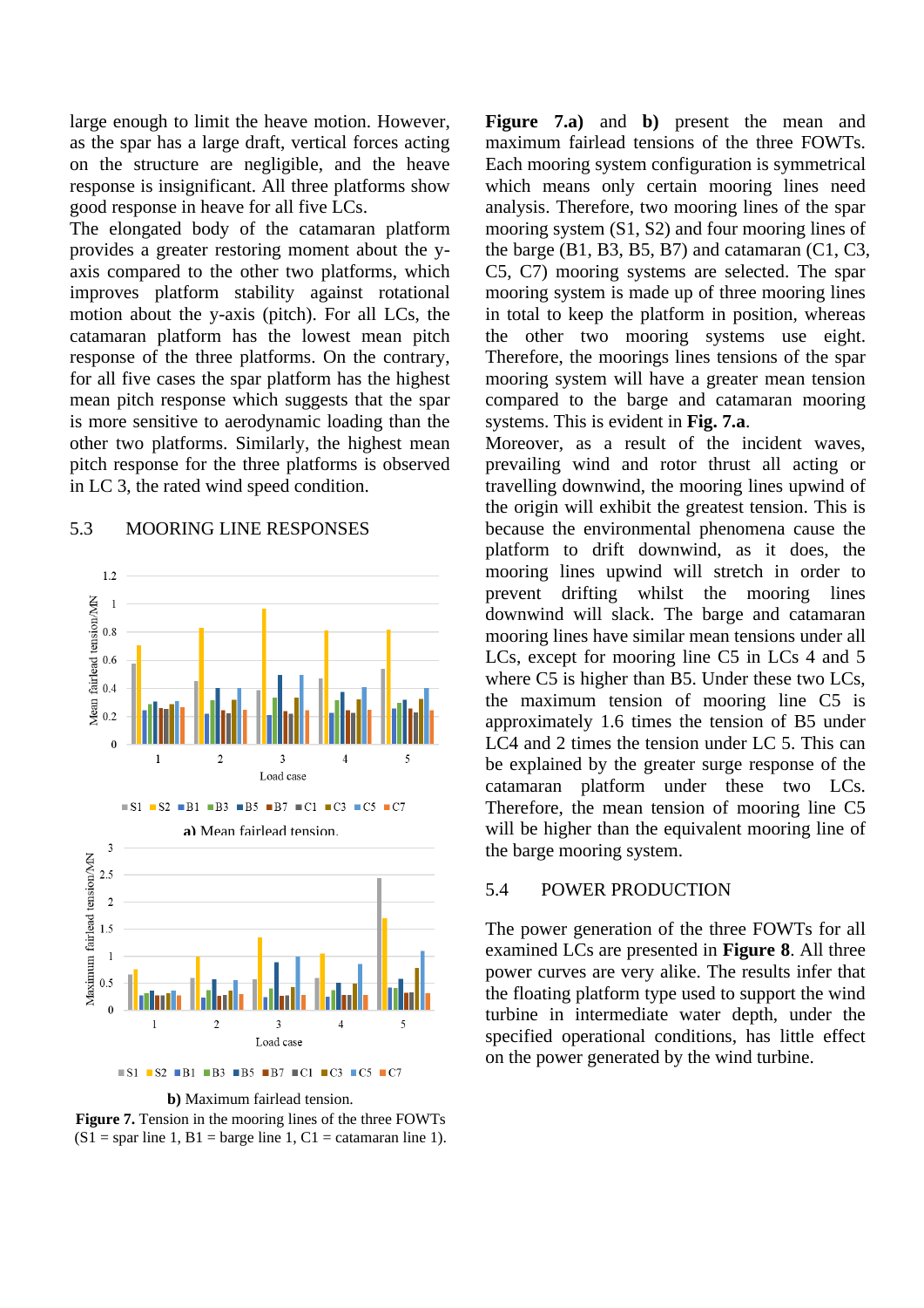large enough to limit the heave motion. However, as the spar has a large draft, vertical forces acting on the structure are negligible, and the heave response is insignificant. All three platforms show good response in heave for all five LCs.

The elongated body of the catamaran platform provides a greater restoring moment about the y-axis compared to the other two platforms, which improves platform stability against rotational motion about the y-axis (pitch). For all LCs, the catamaran platform has the lowest mean pitch response of the three platforms. On the contrary, for all five cases the spar platform has the highest mean pitch response which suggests that the spar is more sensitive to aerodynamic loading than the other two platforms. Similarly, the highest mean pitch response for the three platforms is observed in LC 3, the rated wind speed condition.

## 5.3 MOORING LINE RESPONSES

**a)** Mean fairlead tension.

**b)** Maximum fairlead tension.

**Figure 7.** Tension in the mooring lines of the three FOWTs (S1 = spar line 1, B1 = barge line 1, C1 = catamaran line 1).

**Figure 7.a)** and **b)** present the mean and maximum fairlead tensions of the three FOWTs. Each mooring system configuration is symmetrical which means only certain mooring lines need analysis. Therefore, two mooring lines of the spar mooring system (S1, S2) and four mooring lines of the barge (B1, B3, B5, B7) and catamaran (C1, C3, C5, C7) mooring systems are selected. The spar mooring system is made up of three mooring lines in total to keep the platform in position, whereas the other two mooring systems use eight. Therefore, the moorings lines tensions of the spar mooring system will have a greater mean tension compared to the barge and catamaran mooring systems. This is evident in **Fig. 7.a**.

Moreover, as a result of the incident waves, prevailing wind and rotor thrust all acting or travelling downwind, the mooring lines upwind of the origin will exhibit the greatest tension. This is because the environmental phenomena cause the platform to drift downwind, as it does, the mooring lines upwind will stretch in order to prevent drifting whilst the mooring lines downwind will slack. The barge and catamaran mooring lines have similar mean tensions under all LCs, except for mooring line C5 in LCs 4 and 5 where C5 is higher than B5. Under these two LCs, the maximum tension of mooring line C5 is approximately 1.6 times the tension of B5 under LC4 and 2 times the tension under LC 5. This can be explained by the greater surge response of the catamaran platform under these two LCs. Therefore, the mean tension of mooring line C5 will be higher than the equivalent mooring line of the barge mooring system.

## 5.4 POWER PRODUCTION

The power generation of the three FOWTs for all examined LCs are presented in **Figure 8**. All three power curves are very alike. The results infer that the floating platform type used to support the wind turbine in intermediate water depth, under the specified operational conditions, has little effect on the power generated by the wind turbine.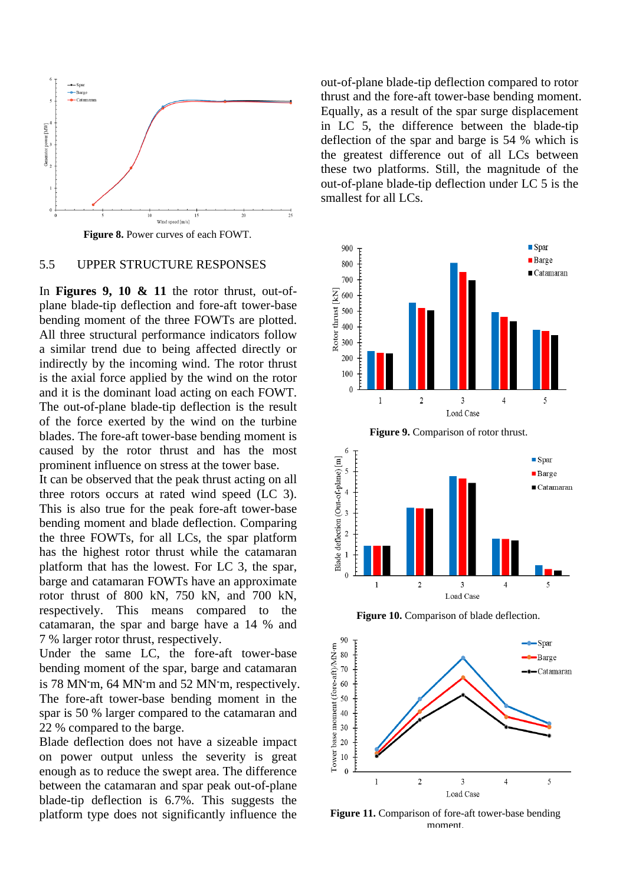Figure 8. Power curves of each FOWT.

## 5.5 UPPER STRUCTURE RESPONSES

In **Figures 9, 10 & 11** the rotor thrust, out-of-plane blade-tip deflection and fore-aft tower-base bending moment of the three FOWTs are plotted. All three structural performance indicators follow a similar trend due to being affected directly or indirectly by the incoming wind. The rotor thrust is the axial force applied by the wind on the rotor and it is the dominant load acting on each FOWT. The out-of-plane blade-tip deflection is the result of the force exerted by the wind on the turbine blades. The fore-aft tower-base bending moment is caused by the rotor thrust and has the most prominent influence on stress at the tower base.

It can be observed that the peak thrust acting on all three rotors occurs at rated wind speed (LC 3). This is also true for the peak fore-aft tower-base bending moment and blade deflection. Comparing the three FOWTs, for all LCs, the spar platform has the highest rotor thrust while the catamaran platform that has the lowest. For LC 3, the spar, barge and catamaran FOWTs have an approximate rotor thrust of 800 kN, 750 kN, and 700 kN, respectively. This means compared to the catamaran, the spar and barge have a 14 % and 7 % larger rotor thrust, respectively.

Under the same LC, the fore-aft tower-base bending moment of the spar, barge and catamaran is 78 MN·m, 64 MN·m and 52 MN·m, respectively. The fore-aft tower-base bending moment in the spar is 50 % larger compared to the catamaran and 22 % compared to the barge.

Blade deflection does not have a sizeable impact on power output unless the severity is great enough as to reduce the swept area. The difference between the catamaran and spar peak out-of-plane blade-tip deflection is 6.7%. This suggests the platform type does not significantly influence the out-of-plane blade-tip deflection compared to rotor thrust and the fore-aft tower-base bending moment. Equally, as a result of the spar surge displacement in LC 5, the difference between the blade-tip deflection of the spar and barge is 54 % which is the greatest difference out of all LCs between these two platforms. Still, the magnitude of the out-of-plane blade-tip deflection under LC 5 is the smallest for all LCs.

Figure 9. Comparison of rotor thrust.

Figure 10. Comparison of blade deflection.

Figure 11. Comparison of fore-aft tower-base bending moment.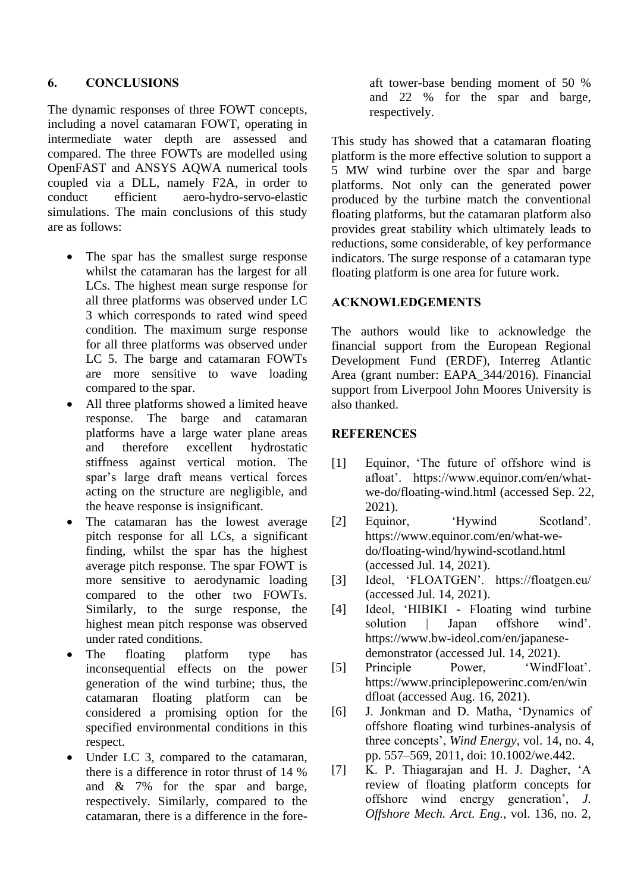## 6. CONCLUSIONS

The dynamic responses of three FOWT concepts, including a novel catamaran FOWT, operating in intermediate water depth are assessed and compared. The three FOWTs are modelled using OpenFAST and ANSYS AQWA numerical tools coupled via a DLL, namely F2A, in order to conduct efficient aero-hydro-servo-elastic simulations. The main conclusions of this study are as follows:

- The spar has the smallest surge response whilst the catamaran has the largest for all LCs. The highest mean surge response for all three platforms was observed under LC 3 which corresponds to rated wind speed condition. The maximum surge response for all three platforms was observed under LC 5. The barge and catamaran FOWTs are more sensitive to wave loading compared to the spar.
- All three platforms showed a limited heave response. The barge and catamaran platforms have a large water plane areas and therefore excellent hydrostatic stiffness against vertical motion. The spar's large draft means vertical forces acting on the structure are negligible, and the heave response is insignificant.
- The catamaran has the lowest average pitch response for all LCs, a significant finding, whilst the spar has the highest average pitch response. The spar FOWT is more sensitive to aerodynamic loading compared to the other two FOWTs. Similarly, to the surge response, the highest mean pitch response was observed under rated conditions.
- The floating platform type has inconsequential effects on the power generation of the wind turbine; thus, the catamaran floating platform can be considered a promising option for the specified environmental conditions in this respect.
- Under LC 3, compared to the catamaran, there is a difference in rotor thrust of 14 % and & 7% for the spar and barge, respectively. Similarly, compared to the catamaran, there is a difference in the fore-aft tower-base bending moment of 50 % and 22 % for the spar and barge, respectively.

This study has showed that a catamaran floating platform is the more effective solution to support a 5 MW wind turbine over the spar and barge platforms. Not only can the generated power produced by the turbine match the conventional floating platforms, but the catamaran platform also provides great stability which ultimately leads to reductions, some considerable, of key performance indicators. The surge response of a catamaran type floating platform is one area for future work.

## ACKNOWLEDGEMENTS

The authors would like to acknowledge the financial support from the European Regional Development Fund (ERDF), Interreg Atlantic Area (grant number: EAPA_344/2016). Financial support from Liverpool John Moores University is also thanked.

## REFERENCES

[1] Equinor, 'The future of offshore wind is afloat'. https://www.equinor.com/en/what-we-do/floating-wind.html (accessed Sep. 22, 2021).

[2] Equinor, 'Hywind Scotland'. https://www.equinor.com/en/what-we-do/floating-wind/hywind-scotland.html (accessed Jul. 14, 2021).

[3] Ideol, 'FLOATGEN'. https://floatgen.eu/ (accessed Jul. 14, 2021).

[4] Ideol, 'HIBIKI - Floating wind turbine solution | Japan offshore wind'. https://www.bw-ideol.com/en/japanese-demonstrator (accessed Jul. 14, 2021).

[5] Principle Power, 'WindFloat'. https://www.principlepowerinc.com/en/windfloat (accessed Aug. 16, 2021).

[6] J. Jonkman and D. Matha, 'Dynamics of offshore floating wind turbines-analysis of three concepts', *Wind Energy*, vol. 14, no. 4, pp. 557–569, 2011, doi: 10.1002/we.442.

[7] K. P. Thiagarajan and H. J. Dagher, 'A review of floating platform concepts for offshore wind energy generation', *J. Offshore Mech. Arct. Eng.*, vol. 136, no. 2,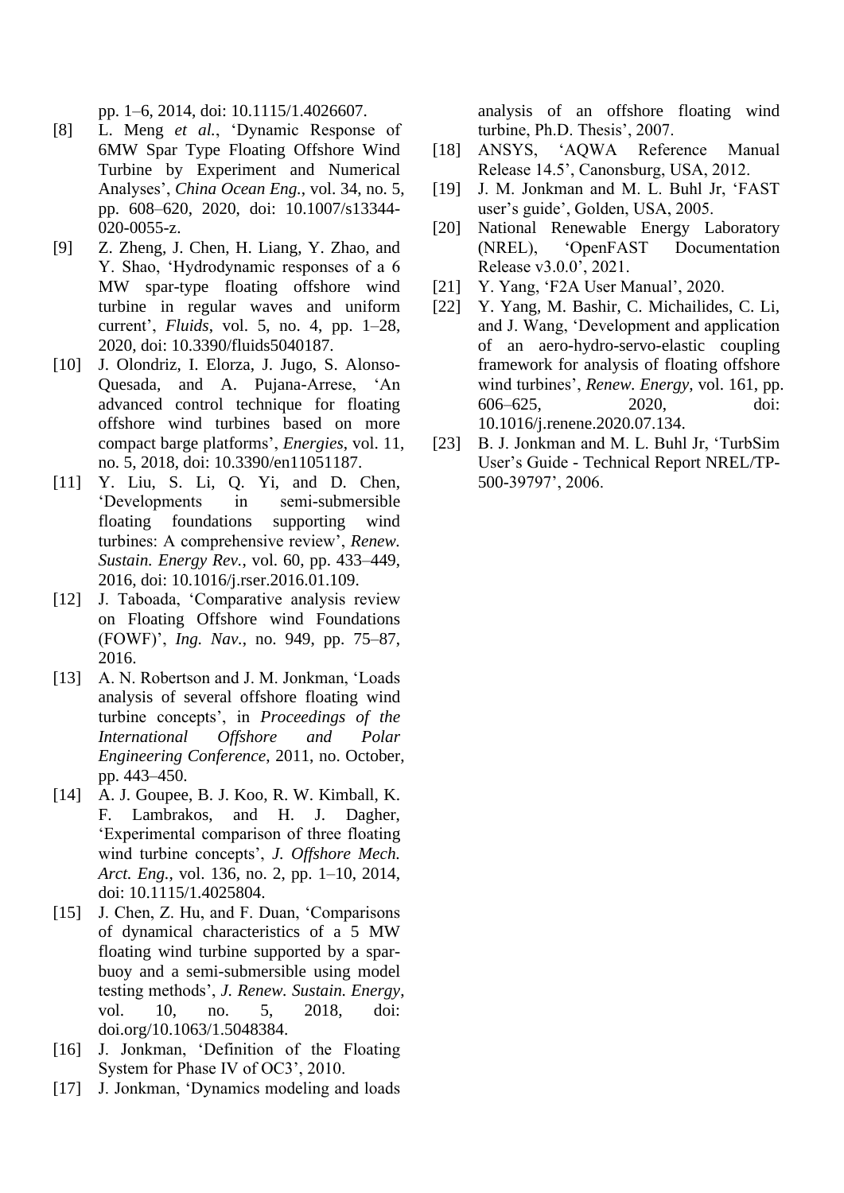pp. 1–6, 2014, doi: 10.1115/1.4026607.

[8] L. Meng *et al.*, 'Dynamic Response of 6MW Spar Type Floating Offshore Wind Turbine by Experiment and Numerical Analyses', *China Ocean Eng.*, vol. 34, no. 5, pp. 608–620, 2020, doi: 10.1007/s13344-020-0055-z.

[9] Z. Zheng, J. Chen, H. Liang, Y. Zhao, and Y. Shao, 'Hydrodynamic responses of a 6 MW spar-type floating offshore wind turbine in regular waves and uniform current', *Fluids*, vol. 5, no. 4, pp. 1–28, 2020, doi: 10.3390/fluids5040187.

[10] J. Olondriz, I. Elorza, J. Jugo, S. Alonso-Quesada, and A. Pujana-Arrese, 'An advanced control technique for floating offshore wind turbines based on more compact barge platforms', *Energies*, vol. 11, no. 5, 2018, doi: 10.3390/en11051187.

[11] Y. Liu, S. Li, Q. Yi, and D. Chen, 'Developments in semi-submersible floating foundations supporting wind turbines: A comprehensive review', *Renew. Sustain. Energy Rev.*, vol. 60, pp. 433–449, 2016, doi: 10.1016/j.rser.2016.01.109.

[12] J. Taboada, 'Comparative analysis review on Floating Offshore wind Foundations (FOWF)', *Ing. Nav.*, no. 949, pp. 75–87, 2016.

[13] A. N. Robertson and J. M. Jonkman, 'Loads analysis of several offshore floating wind turbine concepts', in *Proceedings of the International Offshore and Polar Engineering Conference*, 2011, no. October, pp. 443–450.

[14] A. J. Goupee, B. J. Koo, R. W. Kimball, K. F. Lambrakos, and H. J. Dagher, 'Experimental comparison of three floating wind turbine concepts', *J. Offshore Mech. Arct. Eng.*, vol. 136, no. 2, pp. 1–10, 2014, doi: 10.1115/1.4025804.

[15] J. Chen, Z. Hu, and F. Duan, 'Comparisons of dynamical characteristics of a 5 MW floating wind turbine supported by a spar-buoy and a semi-submersible using model testing methods', *J. Renew. Sustain. Energy*, vol. 10, no. 5, 2018, doi: doi.org/10.1063/1.5048384.

[16] J. Jonkman, 'Definition of the Floating System for Phase IV of OC3', 2010.

[17] J. Jonkman, 'Dynamics modeling and loads analysis of an offshore floating wind turbine, Ph.D. Thesis', 2007.

[18] ANSYS, 'AQWA Reference Manual Release 14.5', Canonsburg, USA, 2012.

[19] J. M. Jonkman and M. L. Buhl Jr, 'FAST user's guide', Golden, USA, 2005.

[20] National Renewable Energy Laboratory (NREL), 'OpenFAST Documentation Release v3.0.0', 2021.

[21] Y. Yang, 'F2A User Manual', 2020.

[22] Y. Yang, M. Bashir, C. Michailides, C. Li, and J. Wang, 'Development and application of an aero-hydro-servo-elastic coupling framework for analysis of floating offshore wind turbines', *Renew. Energy*, vol. 161, pp. 606–625, 2020, doi: 10.1016/j.renene.2020.07.134.

[23] B. J. Jonkman and M. L. Buhl Jr, 'TurbSim User's Guide - Technical Report NREL/TP-500-39797', 2006.